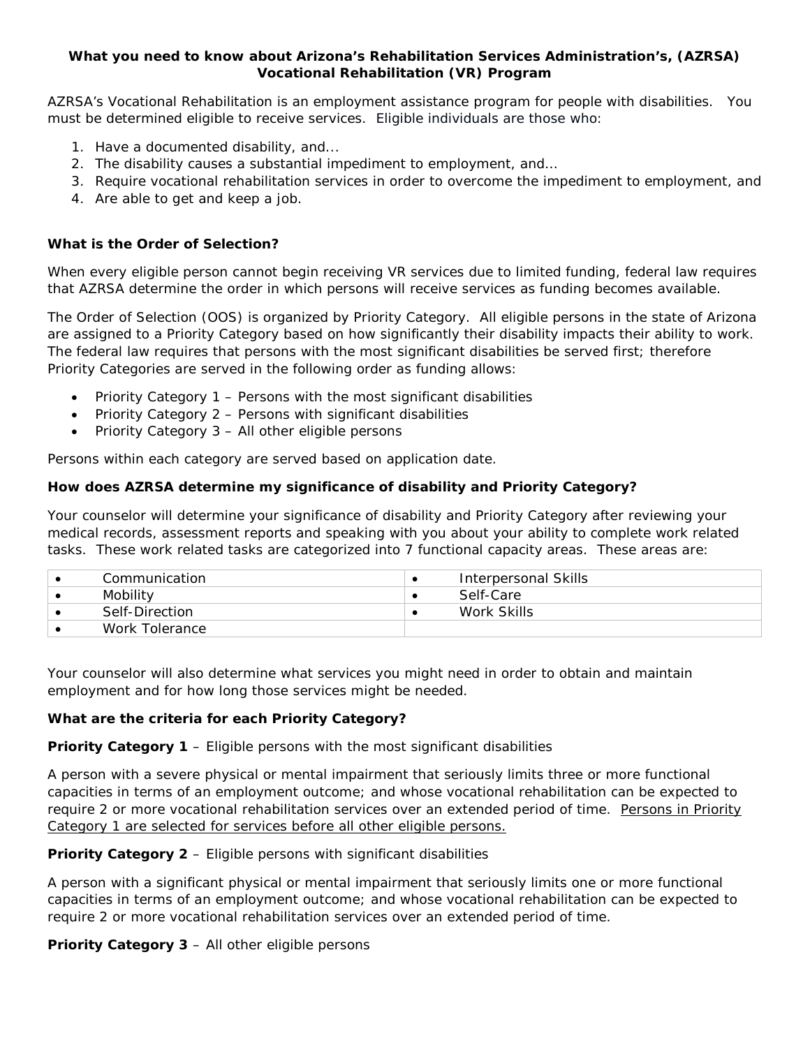**What you need to know about Arizona's Rehabilitation Services Administration's, (AZRSA) Vocational Rehabilitation (VR) Program**

AZRSA's Vocational Rehabilitation is an employment assistance program for people with disabilities. You must be determined eligible to receive services. Eligible individuals are those who:

1. Have a documented disability, and...
2. The disability causes a substantial impediment to employment, and...
3. Require vocational rehabilitation services in order to overcome the impediment to employment, and
4. Are able to get and keep a job.

**What is the Order of Selection?**

When every eligible person cannot begin receiving VR services due to limited funding, federal law requires that AZRSA determine the order in which persons will receive services as funding becomes available.

The Order of Selection (OOS) is organized by Priority Category. All eligible persons in the state of Arizona are assigned to a Priority Category based on how significantly their disability impacts their ability to work. The federal law requires that persons with the most significant disabilities be served first; therefore Priority Categories are served in the following order as funding allows:

- Priority Category 1 – Persons with the most significant disabilities
- Priority Category 2 – Persons with significant disabilities
- Priority Category 3 – All other eligible persons

Persons within each category are served based on application date.

**How does AZRSA determine my significance of disability and Priority Category?**

Your counselor will determine your significance of disability and Priority Category after reviewing your medical records, assessment reports and speaking with you about your ability to complete work related tasks. These work related tasks are categorized into 7 functional capacity areas. These areas are:

| | |
|---|---|
| • Communication | • Interpersonal Skills |
| • Mobility | • Self-Care |
| • Self-Direction | • Work Skills |
| • Work Tolerance | |

Your counselor will also determine what services you might need in order to obtain and maintain employment and for how long those services might be needed.

**What are the criteria for each Priority Category?**

**Priority Category 1** – Eligible persons with the most significant disabilities

A person with a severe physical or mental impairment that seriously limits three or more functional capacities in terms of an employment outcome; and whose vocational rehabilitation can be expected to require 2 or more vocational rehabilitation services over an extended period of time. <u>Persons in Priority Category 1 are selected for services before all other eligible persons.</u>

**Priority Category 2** – Eligible persons with significant disabilities

A person with a significant physical or mental impairment that seriously limits one or more functional capacities in terms of an employment outcome; and whose vocational rehabilitation can be expected to require 2 or more vocational rehabilitation services over an extended period of time.

**Priority Category 3** – All other eligible persons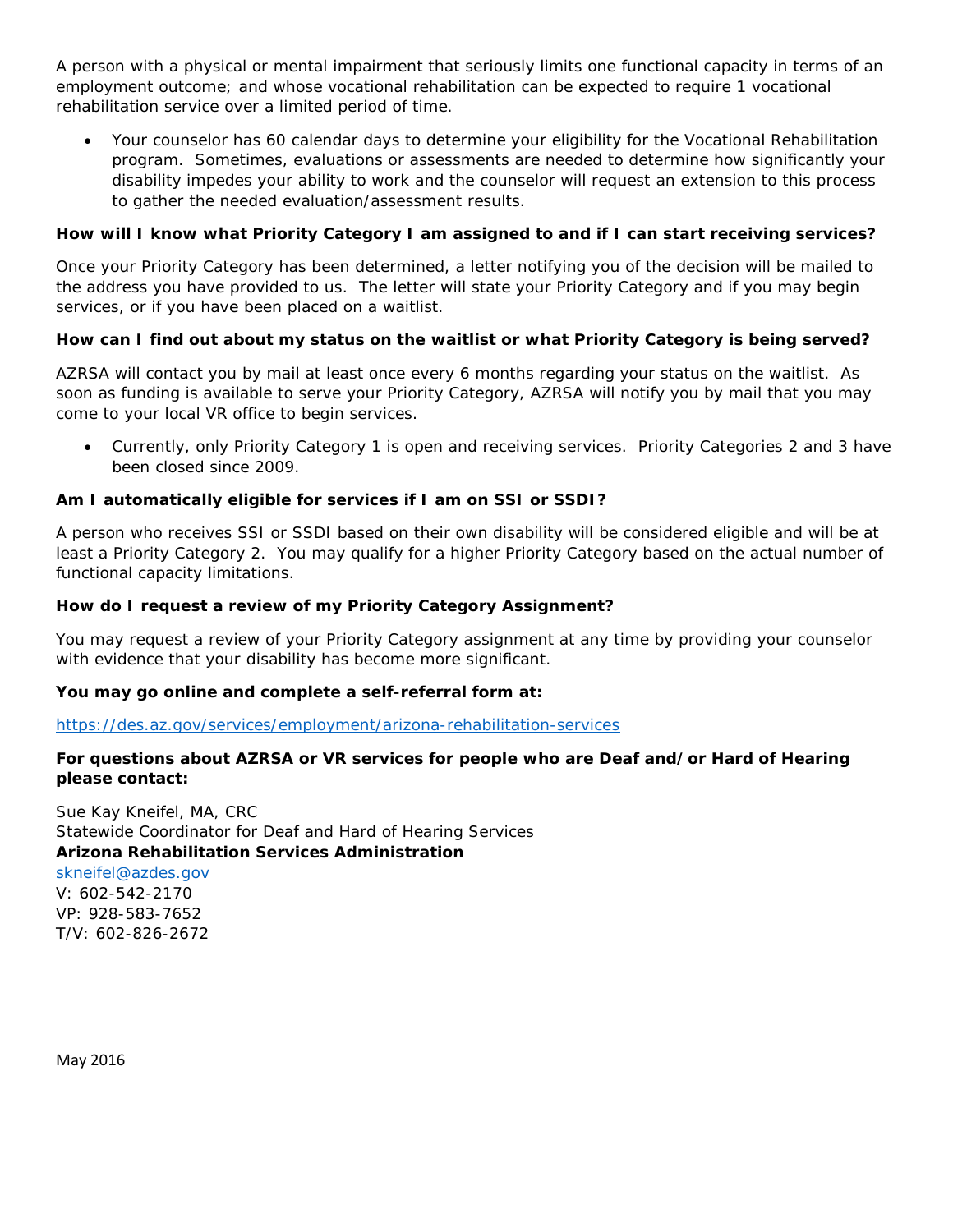A person with a physical or mental impairment that seriously limits one functional capacity in terms of an employment outcome; and whose vocational rehabilitation can be expected to require 1 vocational rehabilitation service over a limited period of time.

- Your counselor has 60 calendar days to determine your eligibility for the Vocational Rehabilitation program. Sometimes, evaluations or assessments are needed to determine how significantly your disability impedes your ability to work and the counselor will request an extension to this process to gather the needed evaluation/assessment results.

**How will I know what Priority Category I am assigned to and if I can start receiving services?**

Once your Priority Category has been determined, a letter notifying you of the decision will be mailed to the address you have provided to us. The letter will state your Priority Category and if you may begin services, or if you have been placed on a waitlist.

**How can I find out about my status on the waitlist or what Priority Category is being served?**

AZRSA will contact you by mail at least once every 6 months regarding your status on the waitlist. As soon as funding is available to serve your Priority Category, AZRSA will notify you by mail that you may come to your local VR office to begin services.

- Currently, only Priority Category 1 is open and receiving services. Priority Categories 2 and 3 have been closed since 2009.

**Am I automatically eligible for services if I am on SSI or SSDI?**

A person who receives SSI or SSDI based on their own disability will be considered eligible and will be at least a Priority Category 2. You may qualify for a higher Priority Category based on the actual number of functional capacity limitations.

**How do I request a review of my Priority Category Assignment?**

You may request a review of your Priority Category assignment at any time by providing your counselor with evidence that your disability has become more significant.

**You may go online and complete a self-referral form at:**

https://des.az.gov/services/employment/arizona-rehabilitation-services

**For questions about AZRSA or VR services for people who are Deaf and/or Hard of Hearing please contact:**

Sue Kay Kneifel, MA, CRC
Statewide Coordinator for Deaf and Hard of Hearing Services
**Arizona Rehabilitation Services Administration**
skneifel@azdes.gov
V: 602-542-2170
VP: 928-583-7652
T/V: 602-826-2672

May 2016